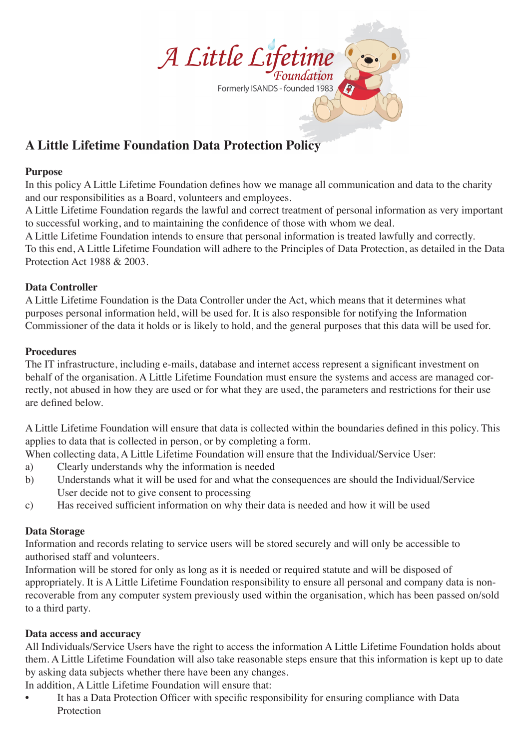A Little Lifetime Foundation

Formerly ISANDS - founded 1983

# A Little Lifetime Foundation Data Protection Policy

**Purpose**

In this policy A Little Lifetime Foundation defines how we manage all communication and data to the charity and our responsibilities as a Board, volunteers and employees.

A Little Lifetime Foundation regards the lawful and correct treatment of personal information as very important to successful working, and to maintaining the confidence of those with whom we deal.

A Little Lifetime Foundation intends to ensure that personal information is treated lawfully and correctly.

To this end, A Little Lifetime Foundation will adhere to the Principles of Data Protection, as detailed in the Data Protection Act 1988 & 2003.

**Data Controller**

A Little Lifetime Foundation is the Data Controller under the Act, which means that it determines what purposes personal information held, will be used for. It is also responsible for notifying the Information Commissioner of the data it holds or is likely to hold, and the general purposes that this data will be used for.

**Procedures**

The IT infrastructure, including e-mails, database and internet access represent a significant investment on behalf of the organisation. A Little Lifetime Foundation must ensure the systems and access are managed correctly, not abused in how they are used or for what they are used, the parameters and restrictions for their use are defined below.

A Little Lifetime Foundation will ensure that data is collected within the boundaries defined in this policy. This applies to data that is collected in person, or by completing a form.

When collecting data, A Little Lifetime Foundation will ensure that the Individual/Service User:

a) Clearly understands why the information is needed
b) Understands what it will be used for and what the consequences are should the Individual/Service User decide not to give consent to processing
c) Has received sufficient information on why their data is needed and how it will be used

**Data Storage**

Information and records relating to service users will be stored securely and will only be accessible to authorised staff and volunteers.

Information will be stored for only as long as it is needed or required statute and will be disposed of appropriately. It is A Little Lifetime Foundation responsibility to ensure all personal and company data is non-recoverable from any computer system previously used within the organisation, which has been passed on/sold to a third party.

**Data access and accuracy**

All Individuals/Service Users have the right to access the information A Little Lifetime Foundation holds about them. A Little Lifetime Foundation will also take reasonable steps ensure that this information is kept up to date by asking data subjects whether there have been any changes.

In addition, A Little Lifetime Foundation will ensure that:

- It has a Data Protection Officer with specific responsibility for ensuring compliance with Data Protection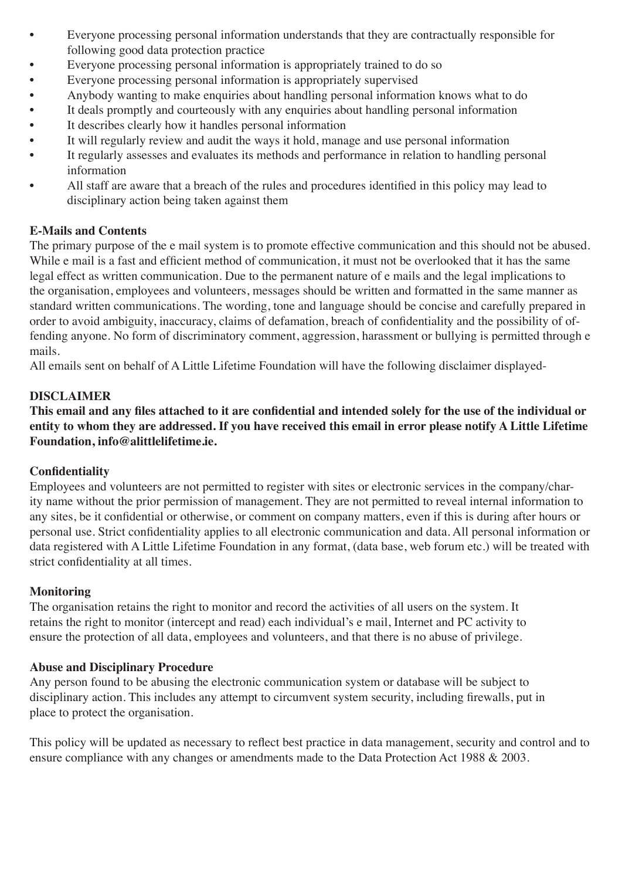- Everyone processing personal information understands that they are contractually responsible for following good data protection practice
- Everyone processing personal information is appropriately trained to do so
- Everyone processing personal information is appropriately supervised
- Anybody wanting to make enquiries about handling personal information knows what to do
- It deals promptly and courteously with any enquiries about handling personal information
- It describes clearly how it handles personal information
- It will regularly review and audit the ways it hold, manage and use personal information
- It regularly assesses and evaluates its methods and performance in relation to handling personal information
- All staff are aware that a breach of the rules and procedures identified in this policy may lead to disciplinary action being taken against them

**E-Mails and Contents**

The primary purpose of the e mail system is to promote effective communication and this should not be abused. While e mail is a fast and efficient method of communication, it must not be overlooked that it has the same legal effect as written communication. Due to the permanent nature of e mails and the legal implications to the organisation, employees and volunteers, messages should be written and formatted in the same manner as standard written communications. The wording, tone and language should be concise and carefully prepared in order to avoid ambiguity, inaccuracy, claims of defamation, breach of confidentiality and the possibility of offending anyone. No form of discriminatory comment, aggression, harassment or bullying is permitted through e mails.

All emails sent on behalf of A Little Lifetime Foundation will have the following disclaimer displayed-

**DISCLAIMER**

**This email and any files attached to it are confidential and intended solely for the use of the individual or entity to whom they are addressed. If you have received this email in error please notify A Little Lifetime Foundation, info@alittlelifetime.ie.**

**Confidentiality**

Employees and volunteers are not permitted to register with sites or electronic services in the company/charity name without the prior permission of management. They are not permitted to reveal internal information to any sites, be it confidential or otherwise, or comment on company matters, even if this is during after hours or personal use. Strict confidentiality applies to all electronic communication and data. All personal information or data registered with A Little Lifetime Foundation in any format, (data base, web forum etc.) will be treated with strict confidentiality at all times.

**Monitoring**

The organisation retains the right to monitor and record the activities of all users on the system. It retains the right to monitor (intercept and read) each individual's e mail, Internet and PC activity to ensure the protection of all data, employees and volunteers, and that there is no abuse of privilege.

**Abuse and Disciplinary Procedure**

Any person found to be abusing the electronic communication system or database will be subject to disciplinary action. This includes any attempt to circumvent system security, including firewalls, put in place to protect the organisation.

This policy will be updated as necessary to reflect best practice in data management, security and control and to ensure compliance with any changes or amendments made to the Data Protection Act 1988 & 2003.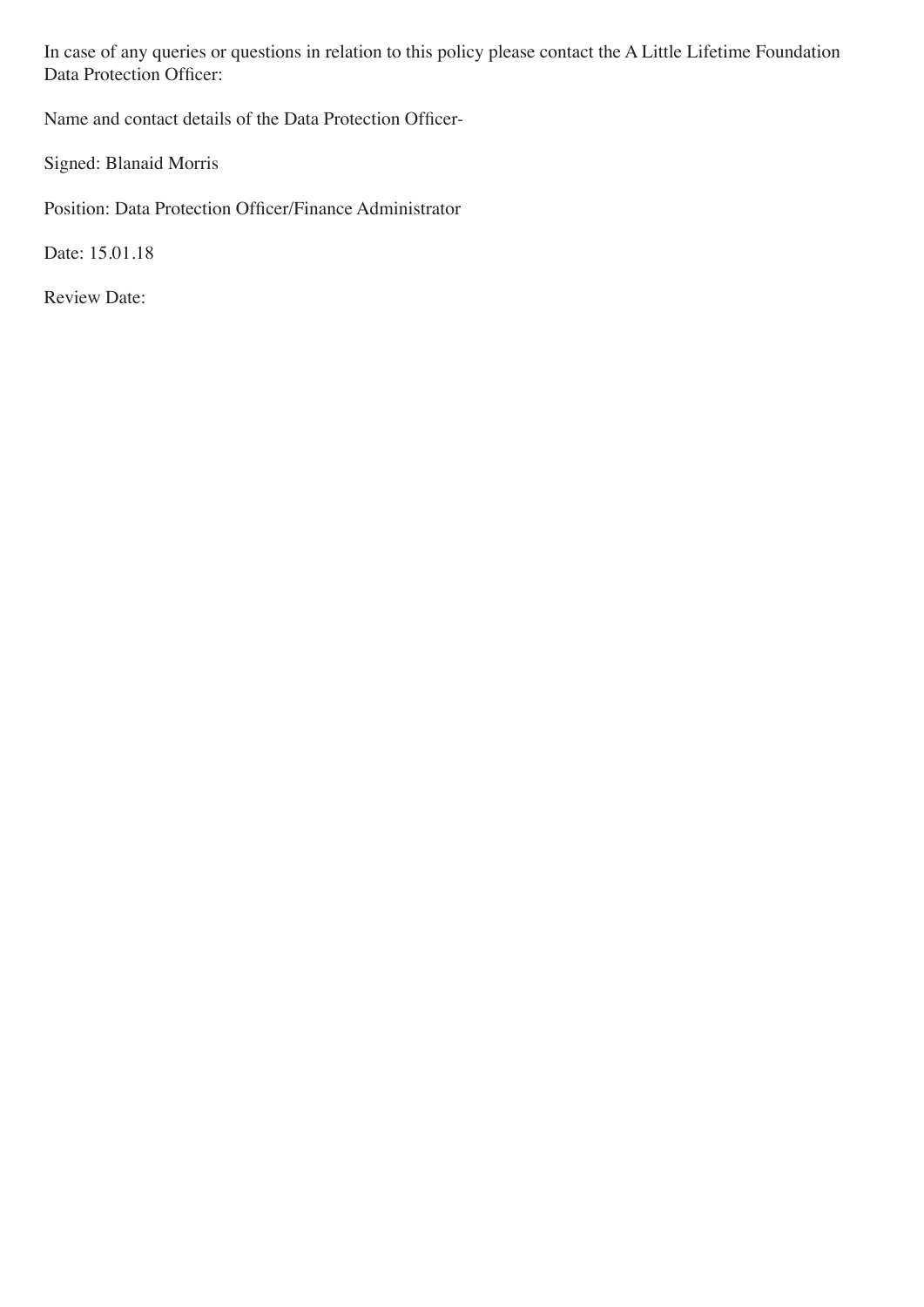In case of any queries or questions in relation to this policy please contact the A Little Lifetime Foundation Data Protection Officer:

Name and contact details of the Data Protection Officer-

Signed: Blanaid Morris

Position: Data Protection Officer/Finance Administrator

Date: 15.01.18

Review Date: